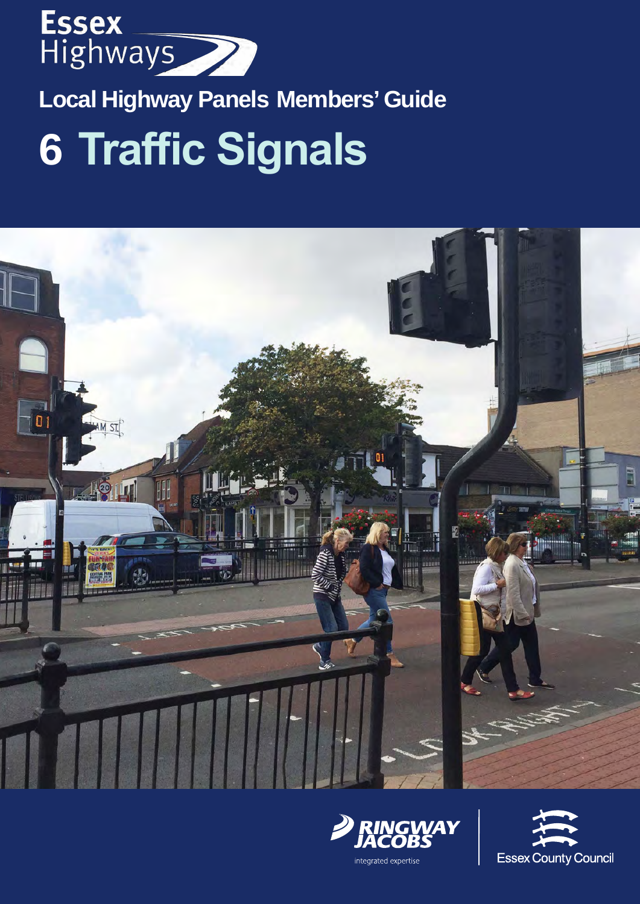Essex Highways

## Local Highway Panels Members' Guide

# 6 Traffic Signals

RINGWAY JACOBS

integrated expertise

Essex County Council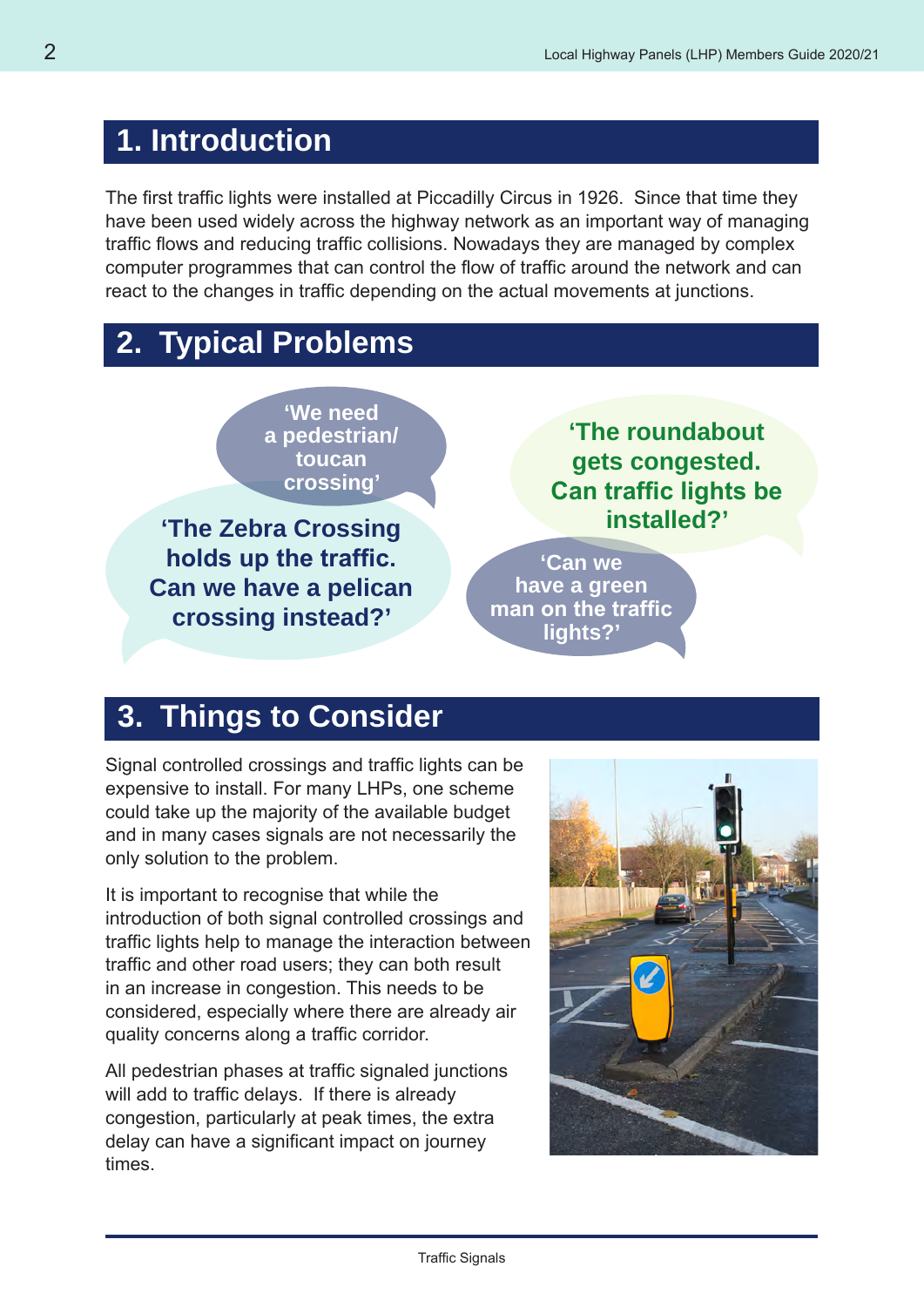# 1. Introduction

The first traffic lights were installed at Piccadilly Circus in 1926. Since that time they have been used widely across the highway network as an important way of managing traffic flows and reducing traffic collisions. Nowadays they are managed by complex computer programmes that can control the flow of traffic around the network and can react to the changes in traffic depending on the actual movements at junctions.

# 2. Typical Problems

**'We need a pedestrian/ toucan crossing'**

**'The Zebra Crossing holds up the traffic. Can we have a pelican crossing instead?'**

**'The roundabout gets congested. Can traffic lights be installed?'**

**'Can we have a green man on the traffic lights?'**

# 3. Things to Consider

Signal controlled crossings and traffic lights can be expensive to install. For many LHPs, one scheme could take up the majority of the available budget and in many cases signals are not necessarily the only solution to the problem.

It is important to recognise that while the introduction of both signal controlled crossings and traffic lights help to manage the interaction between traffic and other road users; they can both result in an increase in congestion. This needs to be considered, especially where there are already air quality concerns along a traffic corridor.

All pedestrian phases at traffic signaled junctions will add to traffic delays. If there is already congestion, particularly at peak times, the extra delay can have a significant impact on journey times.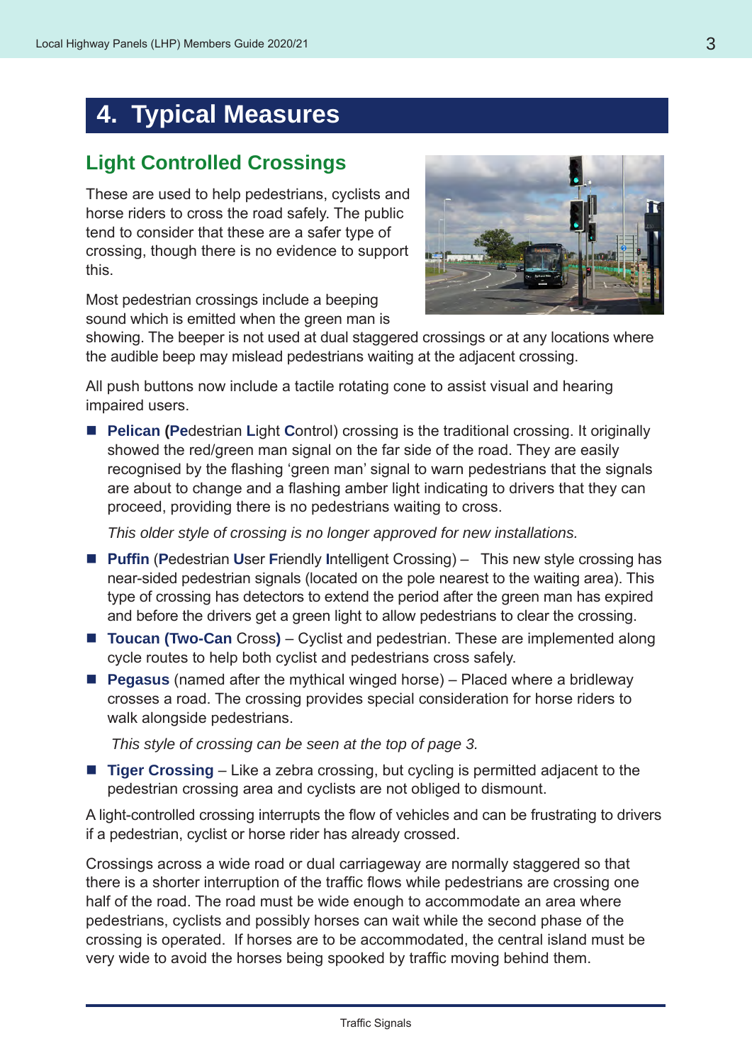# 4. Typical Measures

## Light Controlled Crossings

These are used to help pedestrians, cyclists and horse riders to cross the road safely. The public tend to consider that these are a safer type of crossing, though there is no evidence to support this.

Most pedestrian crossings include a beeping sound which is emitted when the green man is showing. The beeper is not used at dual staggered crossings or at any locations where the audible beep may mislead pedestrians waiting at the adjacent crossing.

All push buttons now include a tactile rotating cone to assist visual and hearing impaired users.

- **Pelican (Pe**destrian **L**ight **C**ontrol) crossing is the traditional crossing. It originally showed the red/green man signal on the far side of the road. They are easily recognised by the flashing 'green man' signal to warn pedestrians that the signals are about to change and a flashing amber light indicating to drivers that they can proceed, providing there is no pedestrians waiting to cross.

  *This older style of crossing is no longer approved for new installations.*

- **Puffin** (**P**edestrian **U**ser **F**riendly **In**telligent Crossing) – This new style crossing has near-sided pedestrian signals (located on the pole nearest to the waiting area). This type of crossing has detectors to extend the period after the green man has expired and before the drivers get a green light to allow pedestrians to clear the crossing.
- **Toucan (Two-Can** Cross**)** – Cyclist and pedestrian. These are implemented along cycle routes to help both cyclist and pedestrians cross safely.
- **Pegasus** (named after the mythical winged horse) – Placed where a bridleway crosses a road. The crossing provides special consideration for horse riders to walk alongside pedestrians.

  *This style of crossing can be seen at the top of page 3.*

- **Tiger Crossing** – Like a zebra crossing, but cycling is permitted adjacent to the pedestrian crossing area and cyclists are not obliged to dismount.

A light-controlled crossing interrupts the flow of vehicles and can be frustrating to drivers if a pedestrian, cyclist or horse rider has already crossed.

Crossings across a wide road or dual carriageway are normally staggered so that there is a shorter interruption of the traffic flows while pedestrians are crossing one half of the road. The road must be wide enough to accommodate an area where pedestrians, cyclists and possibly horses can wait while the second phase of the crossing is operated. If horses are to be accommodated, the central island must be very wide to avoid the horses being spooked by traffic moving behind them.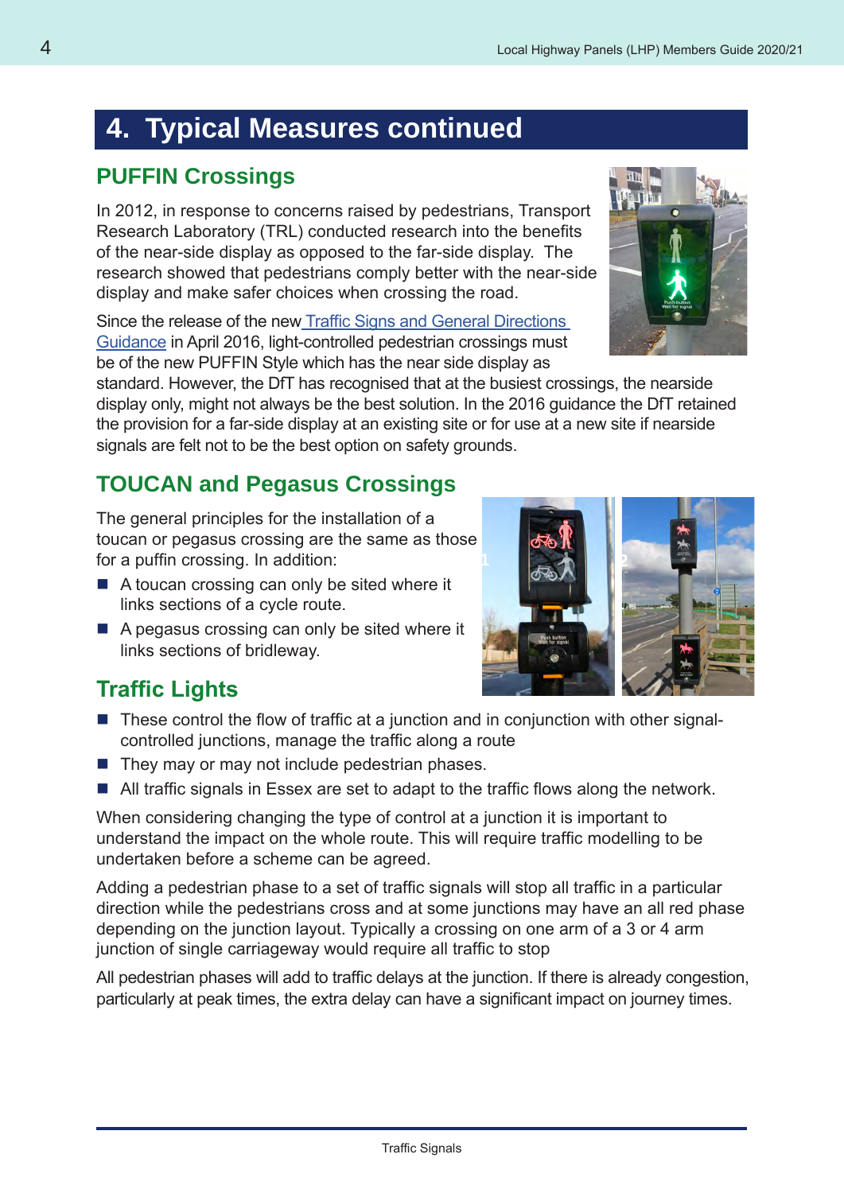# 4. Typical Measures continued

## PUFFIN Crossings

In 2012, in response to concerns raised by pedestrians, Transport Research Laboratory (TRL) conducted research into the benefits of the near-side display as opposed to the far-side display. The research showed that pedestrians comply better with the near-side display and make safer choices when crossing the road.

Since the release of the new [Traffic Signs and General Directions Guidance](#) in April 2016, light-controlled pedestrian crossings must be of the new PUFFIN Style which has the near side display as standard. However, the DfT has recognised that at the busiest crossings, the nearside display only, might not always be the best solution. In the 2016 guidance the DfT retained the provision for a far-side display at an existing site or for use at a new site if nearside signals are felt not to be the best option on safety grounds.

## TOUCAN and Pegasus Crossings

The general principles for the installation of a toucan or pegasus crossing are the same as those for a puffin crossing. In addition:

- A toucan crossing can only be sited where it links sections of a cycle route.
- A pegasus crossing can only be sited where it links sections of bridleway.

## Traffic Lights

- These control the flow of traffic at a junction and in conjunction with other signal-controlled junctions, manage the traffic along a route
- They may or may not include pedestrian phases.
- All traffic signals in Essex are set to adapt to the traffic flows along the network.

When considering changing the type of control at a junction it is important to understand the impact on the whole route. This will require traffic modelling to be undertaken before a scheme can be agreed.

Adding a pedestrian phase to a set of traffic signals will stop all traffic in a particular direction while the pedestrians cross and at some junctions may have an all red phase depending on the junction layout. Typically a crossing on one arm of a 3 or 4 arm junction of single carriageway would require all traffic to stop

All pedestrian phases will add to traffic delays at the junction. If there is already congestion, particularly at peak times, the extra delay can have a significant impact on journey times.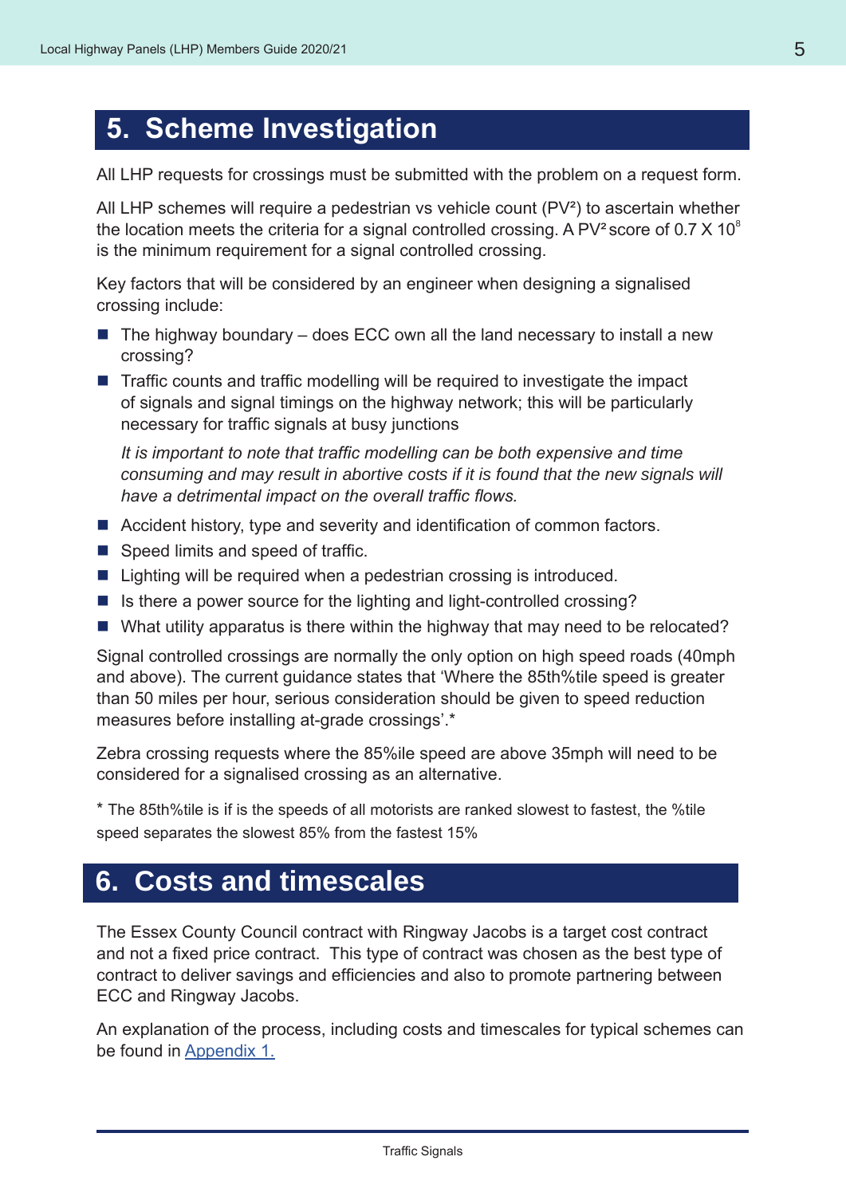# 5. Scheme Investigation

All LHP requests for crossings must be submitted with the problem on a request form.

All LHP schemes will require a pedestrian vs vehicle count ($PV^2$) to ascertain whether the location meets the criteria for a signal controlled crossing. A $PV^2$ score of $0.7 \times 10^8$ is the minimum requirement for a signal controlled crossing.

Key factors that will be considered by an engineer when designing a signalised crossing include:

- The highway boundary – does ECC own all the land necessary to install a new crossing?
- Traffic counts and traffic modelling will be required to investigate the impact of signals and signal timings on the highway network; this will be particularly necessary for traffic signals at busy junctions

  *It is important to note that traffic modelling can be both expensive and time consuming and may result in abortive costs if it is found that the new signals will have a detrimental impact on the overall traffic flows.*
- Accident history, type and severity and identification of common factors.
- Speed limits and speed of traffic.
- Lighting will be required when a pedestrian crossing is introduced.
- Is there a power source for the lighting and light-controlled crossing?
- What utility apparatus is there within the highway that may need to be relocated?

Signal controlled crossings are normally the only option on high speed roads (40mph and above). The current guidance states that 'Where the 85th%tile speed is greater than 50 miles per hour, serious consideration should be given to speed reduction measures before installing at-grade crossings'.*

Zebra crossing requests where the 85%ile speed are above 35mph will need to be considered for a signalised crossing as an alternative.

\* The 85th%tile is if is the speeds of all motorists are ranked slowest to fastest, the %tile speed separates the slowest 85% from the fastest 15%

# 6. Costs and timescales

The Essex County Council contract with Ringway Jacobs is a target cost contract and not a fixed price contract. This type of contract was chosen as the best type of contract to deliver savings and efficiencies and also to promote partnering between ECC and Ringway Jacobs.

An explanation of the process, including costs and timescales for typical schemes can be found in Appendix 1.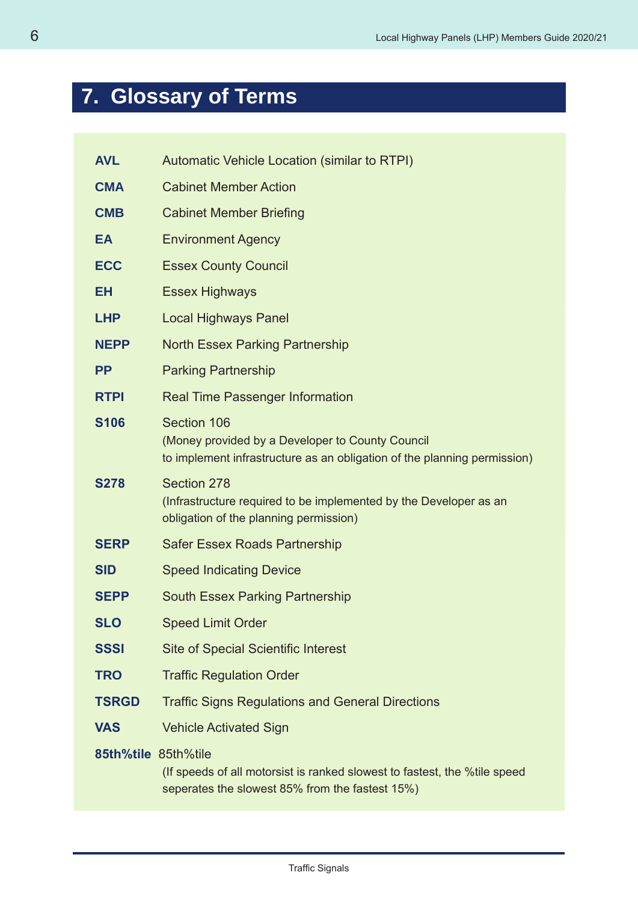## 7. Glossary of Terms

| | |
|---|---|
| **AVL** | Automatic Vehicle Location (similar to RTPI) |
| **CMA** | Cabinet Member Action |
| **CMB** | Cabinet Member Briefing |
| **EA** | Environment Agency |
| **ECC** | Essex County Council |
| **EH** | Essex Highways |
| **LHP** | Local Highways Panel |
| **NEPP** | North Essex Parking Partnership |
| **PP** | Parking Partnership |
| **RTPI** | Real Time Passenger Information |
| **S106** | Section 106<br>(Money provided by a Developer to County Council to implement infrastructure as an obligation of the planning permission) |
| **S278** | Section 278<br>(Infrastructure required to be implemented by the Developer as an obligation of the planning permission) |
| **SERP** | Safer Essex Roads Partnership |
| **SID** | Speed Indicating Device |
| **SEPP** | South Essex Parking Partnership |
| **SLO** | Speed Limit Order |
| **SSSI** | Site of Special Scientific Interest |
| **TRO** | Traffic Regulation Order |
| **TSRGD** | Traffic Signs Regulations and General Directions |
| **VAS** | Vehicle Activated Sign |
| **85th%tile** | 85th%tile<br>(If speeds of all motorsist is ranked slowest to fastest, the %tile speed seperates the slowest 85% from the fastest 15%) |

Traffic Signals